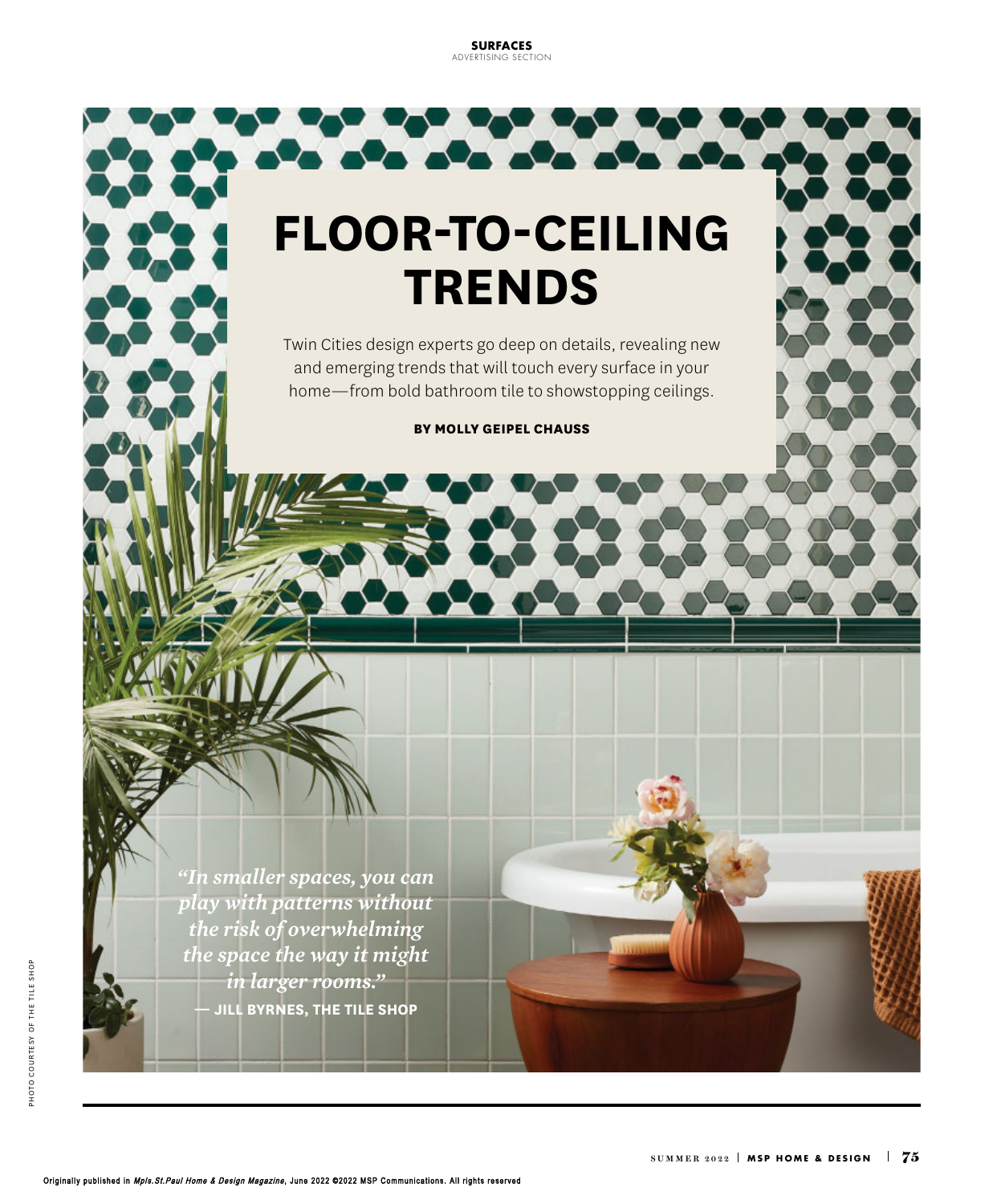SURFACES
ADVERTISING SECTION

# FLOOR-TO-CEILING TRENDS

Twin Cities design experts go deep on details, revealing new and emerging trends that will touch every surface in your home—from bold bathroom tile to showstopping ceilings.

**BY MOLLY GEIPEL CHAUSS**

*"In smaller spaces, you can play with patterns without the risk of overwhelming the space the way it might in larger rooms."*

**— JILL BYRNES, THE TILE SHOP**

PHOTO COURTESY OF THE TILE SHOP

Originally published in *Mpls.St.Paul Home & Design Magazine*, June 2022 ©2022 MSP Communications. All rights reserved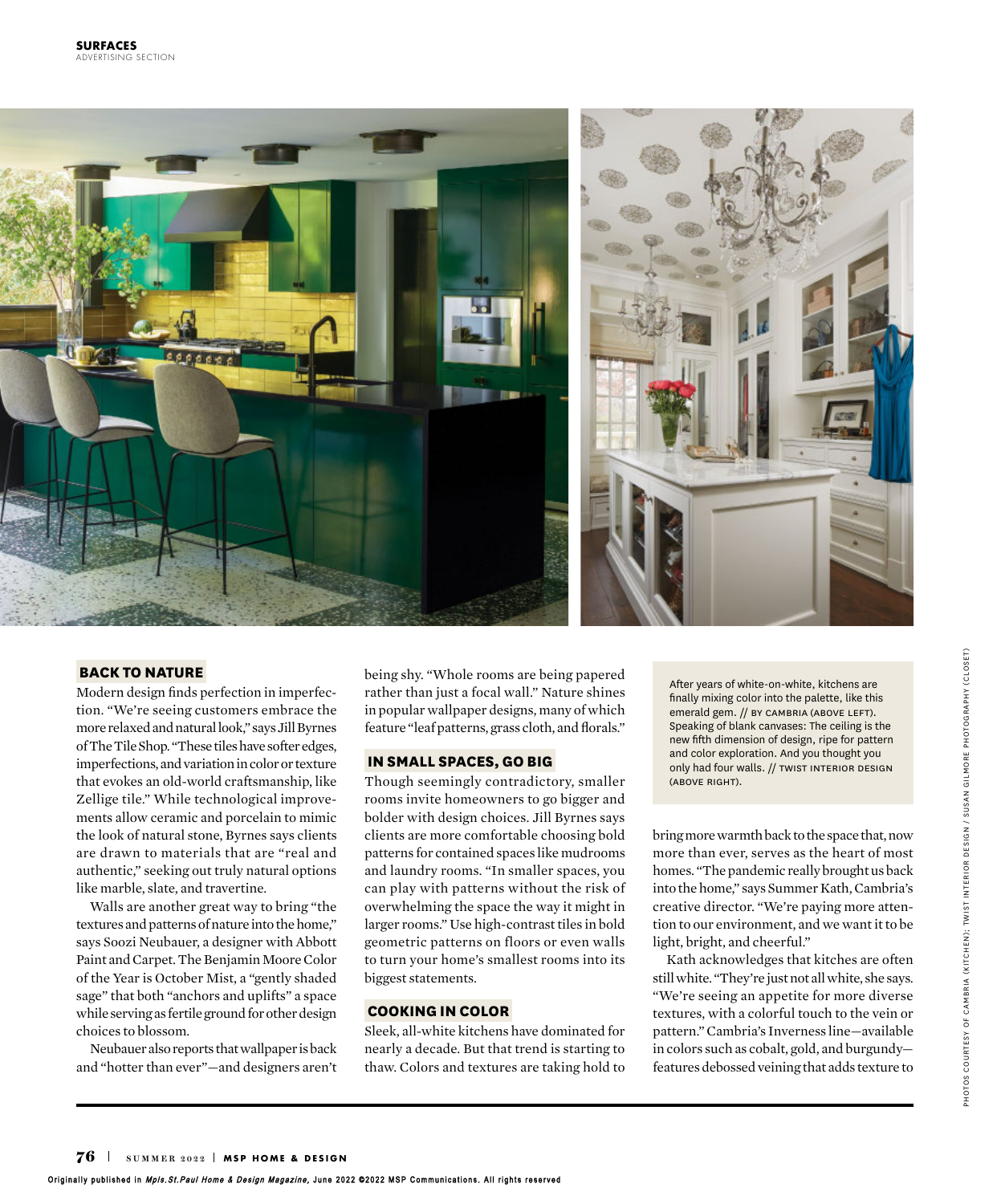## BACK TO NATURE

Modern design finds perfection in imperfection. "We're seeing customers embrace the more relaxed and natural look," says Jill Byrnes of The Tile Shop. "These tiles have softer edges, imperfections, and variation in color or texture that evokes an old-world craftsmanship, like Zellige tile." While technological improvements allow ceramic and porcelain to mimic the look of natural stone, Byrnes says clients are drawn to materials that are "real and authentic," seeking out truly natural options like marble, slate, and travertine.

Walls are another great way to bring "the textures and patterns of nature into the home," says Soozi Neubauer, a designer with Abbott Paint and Carpet. The Benjamin Moore Color of the Year is October Mist, a "gently shaded sage" that both "anchors and uplifts" a space while serving as fertile ground for other design choices to blossom.

Neubauer also reports that wallpaper is back and "hotter than ever"—and designers aren't being shy. "Whole rooms are being papered rather than just a focal wall." Nature shines in popular wallpaper designs, many of which feature "leaf patterns, grass cloth, and florals."

## IN SMALL SPACES, GO BIG

Though seemingly contradictory, smaller rooms invite homeowners to go bigger and bolder with design choices. Jill Byrnes says clients are more comfortable choosing bold patterns for contained spaces like mudrooms and laundry rooms. "In smaller spaces, you can play with patterns without the risk of overwhelming the space the way it might in larger rooms." Use high-contrast tiles in bold geometric patterns on floors or even walls to turn your home's smallest rooms into its biggest statements.

## COOKING IN COLOR

Sleek, all-white kitchens have dominated for nearly a decade. But that trend is starting to thaw. Colors and textures are taking hold to bring more warmth back to the space that, now more than ever, serves as the heart of most homes. "The pandemic really brought us back into the home," says Summer Kath, Cambria's creative director. "We're paying more attention to our environment, and we want it to be light, bright, and cheerful."

Kath acknowledges that kitchens are often still white. "They're just not all white, she says. "We're seeing an appetite for more diverse textures, with a colorful touch to the vein or pattern." Cambria's Inverness line—available in colors such as cobalt, gold, and burgundy—features debossed veining that adds texture to

After years of white-on-white, kitchens are finally mixing color into the palette, like this emerald gem. // BY CAMBRIA (ABOVE LEFT). Speaking of blank canvases: The ceiling is the new fifth dimension of design, ripe for pattern and color exploration. And you thought you only had four walls. // TWIST INTERIOR DESIGN (ABOVE RIGHT).

PHOTOS COURTESY OF CAMBRIA (KITCHEN); TWIST INTERIOR DESIGN / SUSAN GILMORE PHOTOGRAPHY (CLOSET)

Originally published in *Mpls.St.Paul Home & Design Magazine*, June 2022 ©2022 MSP Communications. All rights reserved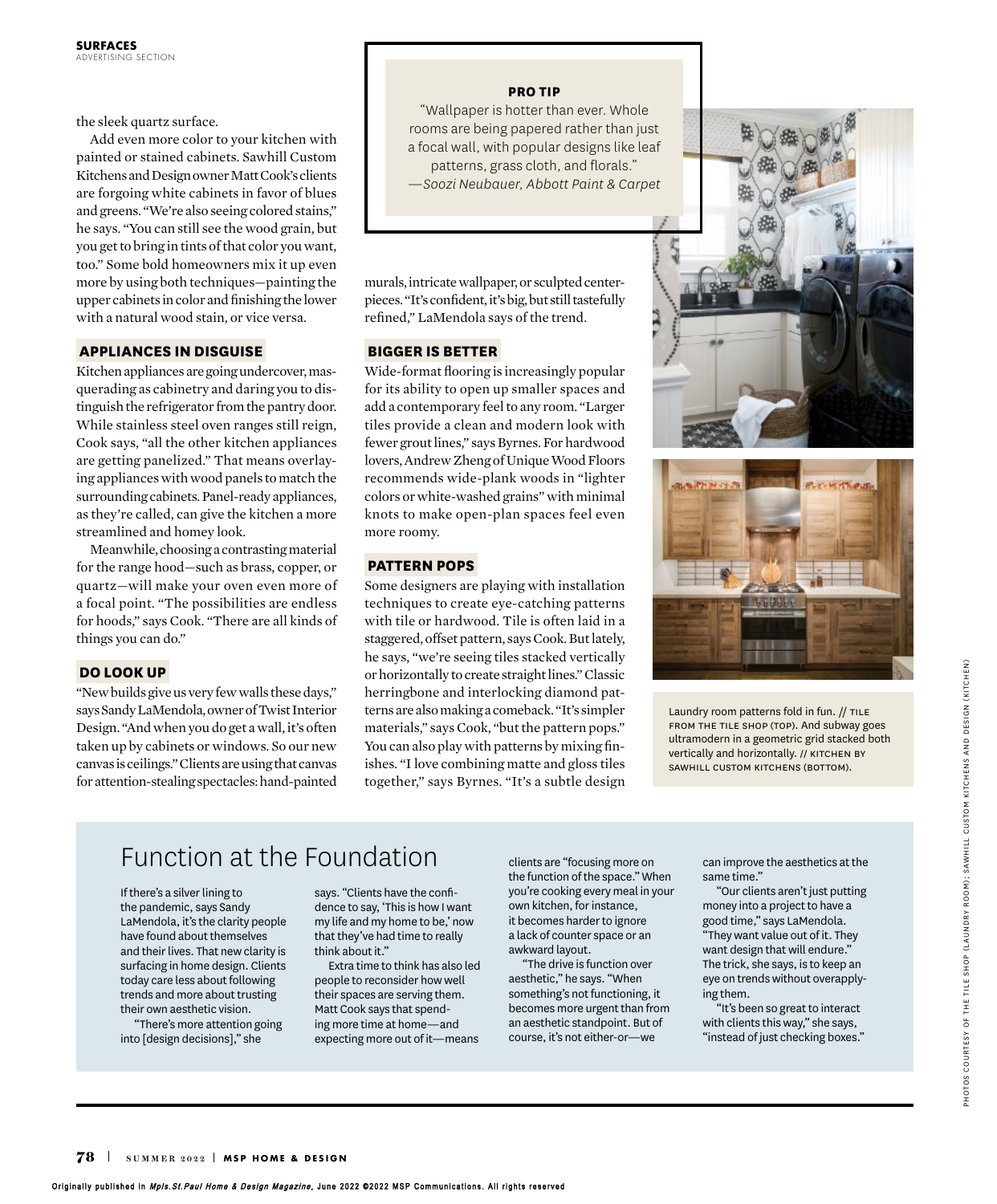the sleek quartz surface.

Add even more color to your kitchen with painted or stained cabinets. Sawhill Custom Kitchens and Design owner Matt Cook's clients are forgoing white cabinets in favor of blues and greens. "We're also seeing colored stains," he says. "You can still see the wood grain, but you get to bring in tints of that color you want, too." Some bold homeowners mix it up even more by using both techniques—painting the upper cabinets in color and finishing the lower with a natural wood stain, or vice versa.

### APPLIANCES IN DISGUISE

Kitchen appliances are going undercover, masquerading as cabinetry and daring you to distinguish the refrigerator from the pantry door. While stainless steel oven ranges still reign, Cook says, "all the other kitchen appliances are getting panelized." That means overlaying appliances with wood panels to match the surrounding cabinets. Panel-ready appliances, as they're called, can give the kitchen a more streamlined and homey look.

Meanwhile, choosing a contrasting material for the range hood—such as brass, copper, or quartz—will make your oven even more of a focal point. "The possibilities are endless for hoods," says Cook. "There are all kinds of things you can do."

### DO LOOK UP

"New builds give us very few walls these days," says Sandy LaMendola, owner of Twist Interior Design. "And when you do get a wall, it's often taken up by cabinets or windows. So our new canvas is ceilings." Clients are using that canvas for attention-stealing spectacles: hand-painted murals, intricate wallpaper, or sculpted centerpieces. "It's confident, it's big, but still tastefully refined," LaMendola says of the trend.

> **PRO TIP**
>
> "Wallpaper is hotter than ever. Whole rooms are being papered rather than just a focal wall, with popular designs like leaf patterns, grass cloth, and florals."
> —*Soozi Neubauer, Abbott Paint & Carpet*

### BIGGER IS BETTER

Wide-format flooring is increasingly popular for its ability to open up smaller spaces and add a contemporary feel to any room. "Larger tiles provide a clean and modern look with fewer grout lines," says Byrnes. For hardwood lovers, Andrew Zheng of Unique Wood Floors recommends wide-plank woods in "lighter colors or white-washed grains" with minimal knots to make open-plan spaces feel even more roomy.

### PATTERN POPS

Some designers are playing with installation techniques to create eye-catching patterns with tile or hardwood. Tile is often laid in a staggered, offset pattern, says Cook. But lately, he says, "we're seeing tiles stacked vertically or horizontally to create straight lines." Classic herringbone and interlocking diamond patterns are also making a comeback. "It's simpler materials," says Cook, "but the pattern pops." You can also play with patterns by mixing finishes. "I love combining matte and gloss tiles together," says Byrnes. "It's a subtle design

Laundry room patterns fold in fun. // TILE FROM THE TILE SHOP (TOP). And subway goes ultramodern in a geometric grid stacked both vertically and horizontally. // KITCHEN BY SAWHILL CUSTOM KITCHENS (BOTTOM).

PHOTOS COURTESY OF THE TILE SHOP (LAUNDRY ROOM); SAWHILL CUSTOM KITCHENS AND DESIGN (KITCHEN)

## Function at the Foundation

If there's a silver lining to the pandemic, says Sandy LaMendola, it's the clarity people have found about themselves and their lives. That new clarity is surfacing in home design. Clients today care less about following trends and more about trusting their own aesthetic vision.

"There's more attention going into [design decisions]," she says. "Clients have the confidence to say, 'This is how I want my life and my home to be,' now that they've had time to really think about it."

Extra time to think has also led people to reconsider how well their spaces are serving them. Matt Cook says that spending more time at home—and expecting more out of it—means clients are "focusing more on the function of the space." When you're cooking every meal in your own kitchen, for instance, it becomes harder to ignore a lack of counter space or an awkward layout.

"The drive is function over aesthetic," he says. "When something's not functioning, it becomes more urgent than from an aesthetic standpoint. But of course, it's not either-or—we can improve the aesthetics at the same time."

"Our clients aren't just putting money into a project to have a good time," says LaMendola. "They want value out of it. They want design that will endure." The trick, she says, is to keep an eye on trends without overapplying them.

"It's been so great to interact with clients this way," she says, "instead of just checking boxes."

Originally published in *Mpls.St.Paul Home & Design Magazine*, June 2022 ©2022 MSP Communications. All rights reserved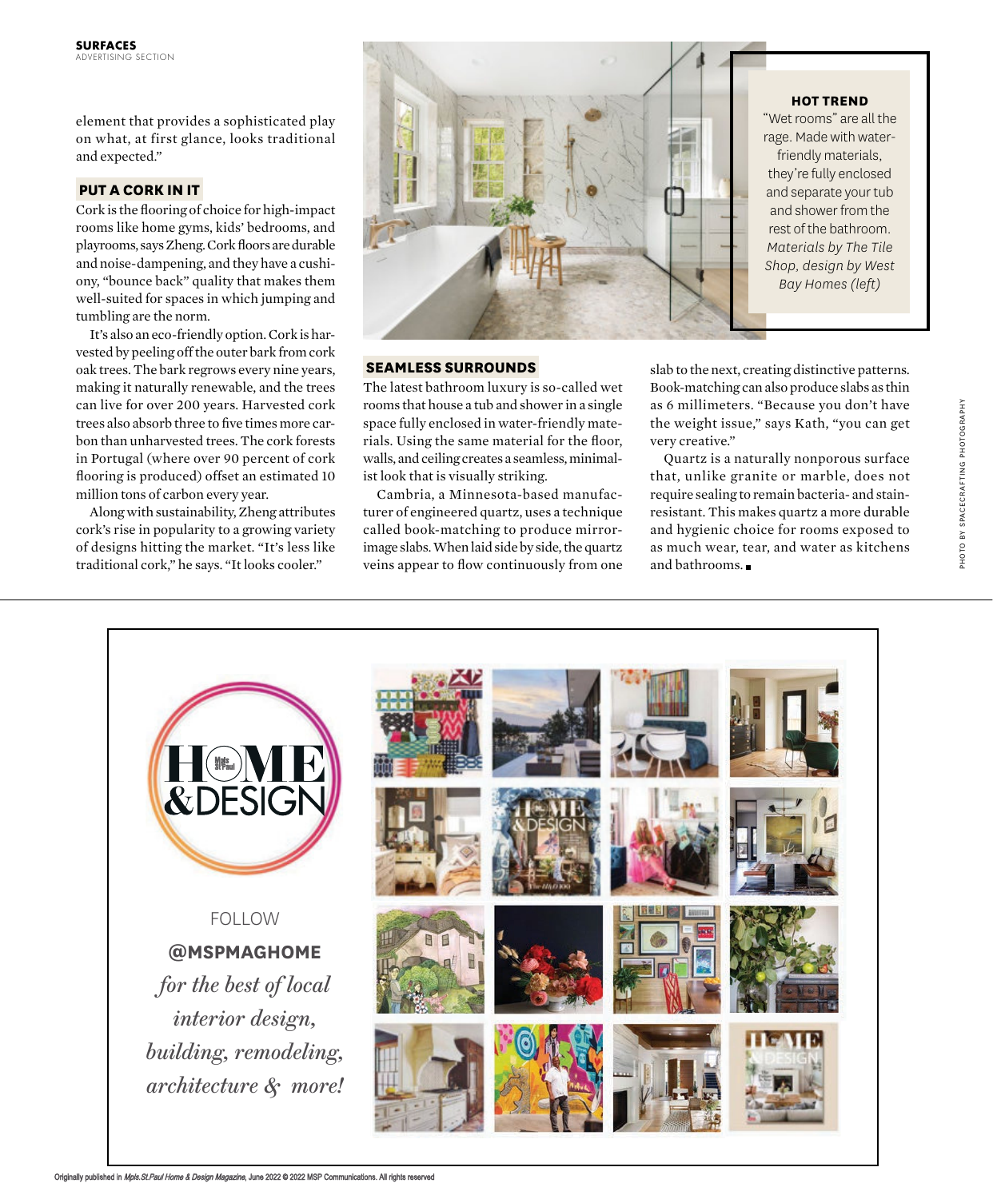element that provides a sophisticated play on what, at first glance, looks traditional and expected."

## PUT A CORK IN IT

Cork is the flooring of choice for high-impact rooms like home gyms, kids' bedrooms, and playrooms, says Zheng. Cork floors are durable and noise-dampening, and they have a cushiony, "bounce back" quality that makes them well-suited for spaces in which jumping and tumbling are the norm.

It's also an eco-friendly option. Cork is harvested by peeling off the outer bark from cork oak trees. The bark regrows every nine years, making it naturally renewable, and the trees can live for over 200 years. Harvested cork trees also absorb three to five times more carbon than unharvested trees. The cork forests in Portugal (where over 90 percent of cork flooring is produced) offset an estimated 10 million tons of carbon every year.

Along with sustainability, Zheng attributes cork's rise in popularity to a growing variety of designs hitting the market. "It's less like traditional cork," he says. "It looks cooler."

**HOT TREND**
"Wet rooms" are all the rage. Made with water-friendly materials, they're fully enclosed and separate your tub and shower from the rest of the bathroom. *Materials by The Tile Shop, design by West Bay Homes (left)*

## SEAMLESS SURROUNDS

The latest bathroom luxury is so-called wet rooms that house a tub and shower in a single space fully enclosed in water-friendly materials. Using the same material for the floor, walls, and ceiling creates a seamless, minimalist look that is visually striking.

Cambria, a Minnesota-based manufacturer of engineered quartz, uses a technique called book-matching to produce mirror-image slabs. When laid side by side, the quartz veins appear to flow continuously from one slab to the next, creating distinctive patterns. Book-matching can also produce slabs as thin as 6 millimeters. "Because you don't have the weight issue," says Kath, "you can get very creative."

Quartz is a naturally nonporous surface that, unlike granite or marble, does not require sealing to remain bacteria- and stain-resistant. This makes quartz a more durable and hygienic choice for rooms exposed to as much wear, tear, and water as kitchens and bathrooms. ■

PHOTO BY SPACECRAFTING PHOTOGRAPHY

FOLLOW
**@MSPMAGHOME**
*for the best of local interior design, building, remodeling, architecture & more!*

Originally published in *Mpls.St.Paul Home & Design Magazine*, June 2022 © 2022 MSP Communications. All rights reserved